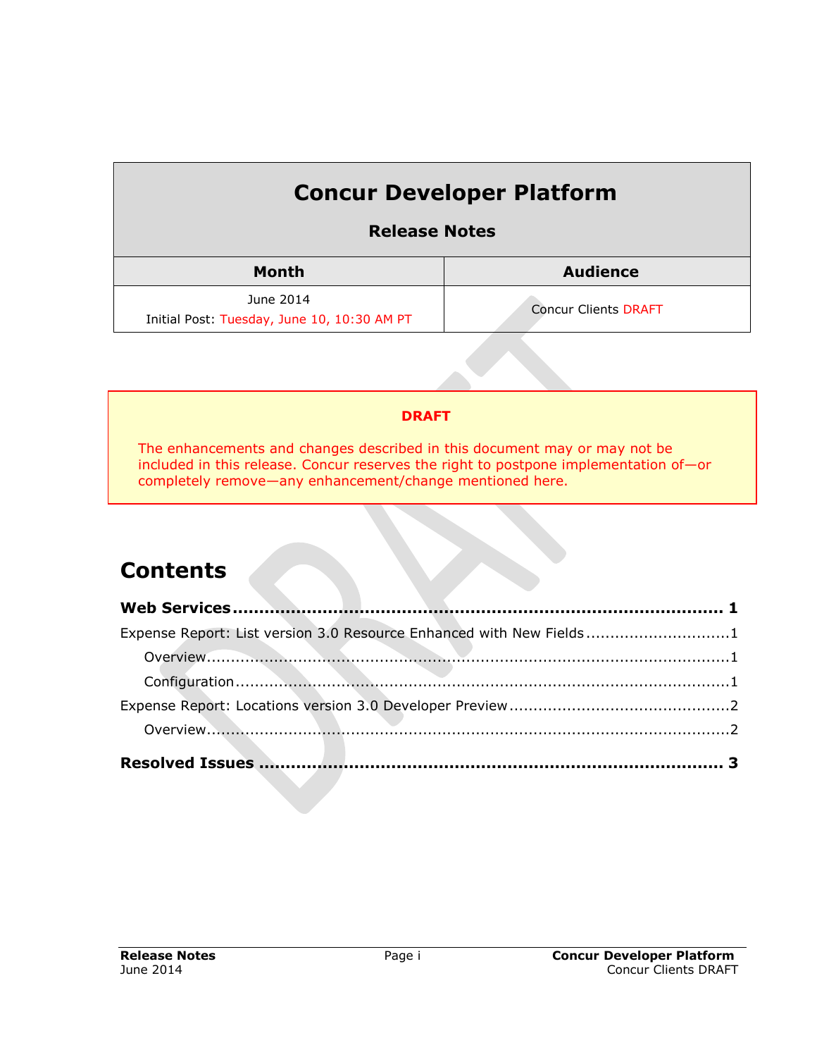# Concur Developer Platform

## Release Notes

| Month | Audience |
|---|---|
| June 2014<br>Initial Post: Tuesday, June 10, 10:30 AM PT | Concur Clients DRAFT |

**DRAFT**

The enhancements and changes described in this document may or may not be included in this release. Concur reserves the right to postpone implementation of—or completely remove—any enhancement/change mentioned here.

# Contents

**Web Services** ..... **1**

Expense Report: List version 3.0 Resource Enhanced with New Fields ..... 1

- Overview ..... 1
- Configuration ..... 1

Expense Report: Locations version 3.0 Developer Preview ..... 2

- Overview ..... 2

**Resolved Issues** ..... **3**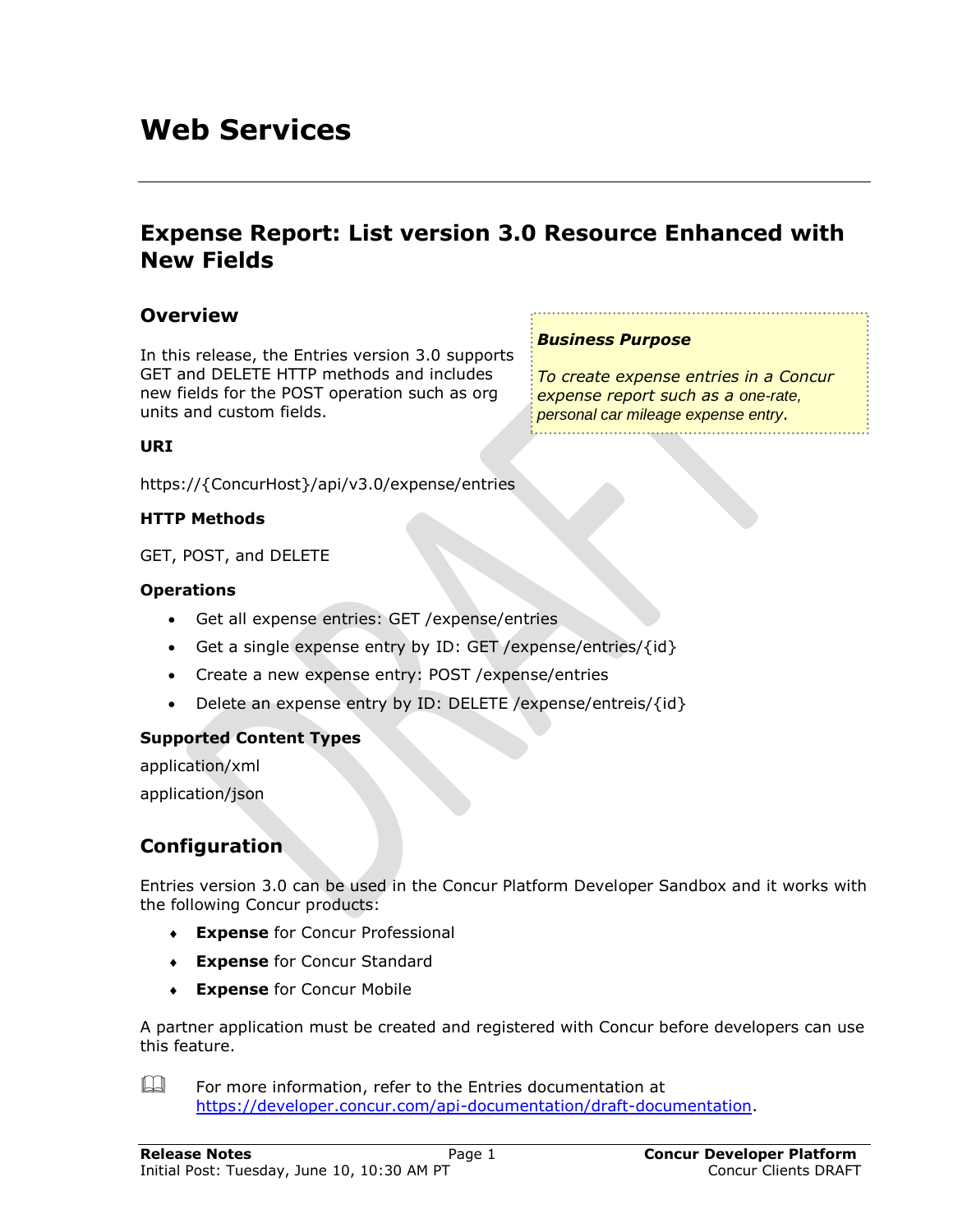# Web Services

## Expense Report: List version 3.0 Resource Enhanced with New Fields

### Overview

In this release, the Entries version 3.0 supports GET and DELETE HTTP methods and includes new fields for the POST operation such as org units and custom fields.

> ***Business Purpose***
>
> *To create expense entries in a Concur expense report such as a one-rate, personal car mileage expense entry.*

**URI**

https://{ConcurHost}/api/v3.0/expense/entries

**HTTP Methods**

GET, POST, and DELETE

**Operations**

- Get all expense entries: GET /expense/entries
- Get a single expense entry by ID: GET /expense/entries/{id}
- Create a new expense entry: POST /expense/entries
- Delete an expense entry by ID: DELETE /expense/entreis/{id}

**Supported Content Types**

application/xml

application/json

### Configuration

Entries version 3.0 can be used in the Concur Platform Developer Sandbox and it works with the following Concur products:

- **Expense** for Concur Professional
- **Expense** for Concur Standard
- **Expense** for Concur Mobile

A partner application must be created and registered with Concur before developers can use this feature.

For more information, refer to the Entries documentation at https://developer.concur.com/api-documentation/draft-documentation.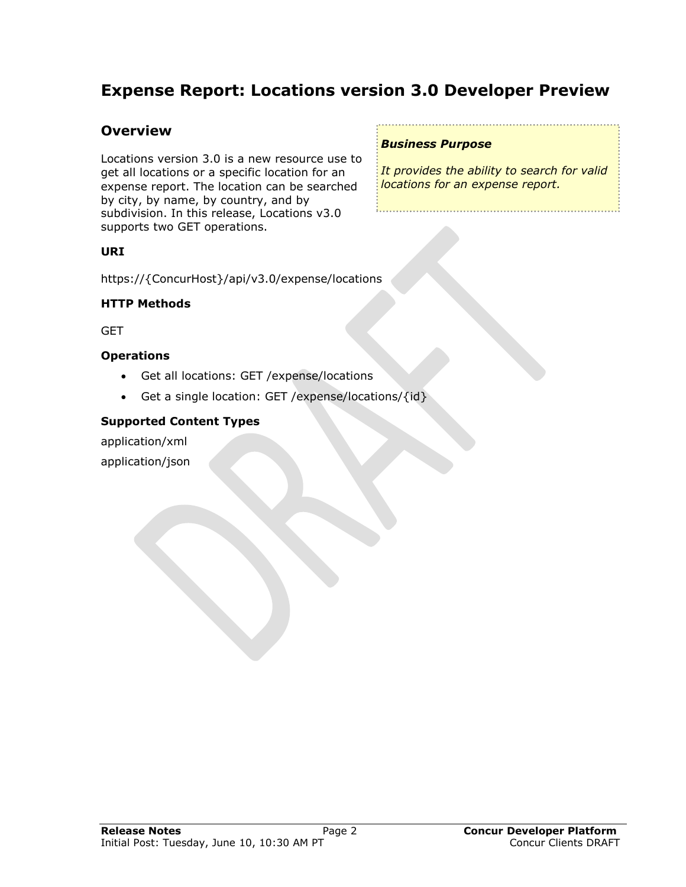# Expense Report: Locations version 3.0 Developer Preview

## Overview

Locations version 3.0 is a new resource use to get all locations or a specific location for an expense report. The location can be searched by city, by name, by country, and by subdivision. In this release, Locations v3.0 supports two GET operations.

***Business Purpose***

*It provides the ability to search for valid locations for an expense report.*

### URI

https://{ConcurHost}/api/v3.0/expense/locations

### HTTP Methods

GET

### Operations

- Get all locations: GET /expense/locations
- Get a single location: GET /expense/locations/{id}

### Supported Content Types

application/xml

application/json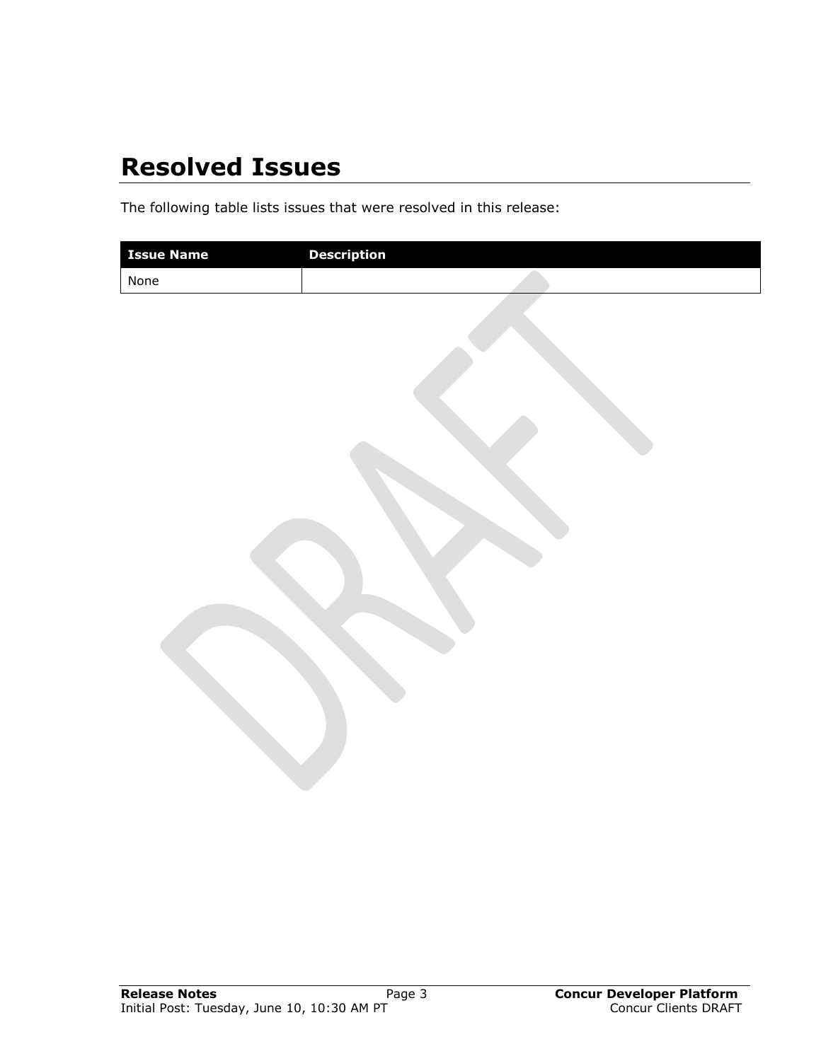# Resolved Issues

The following table lists issues that were resolved in this release:

| Issue Name | Description |
|---|---|
| None | |